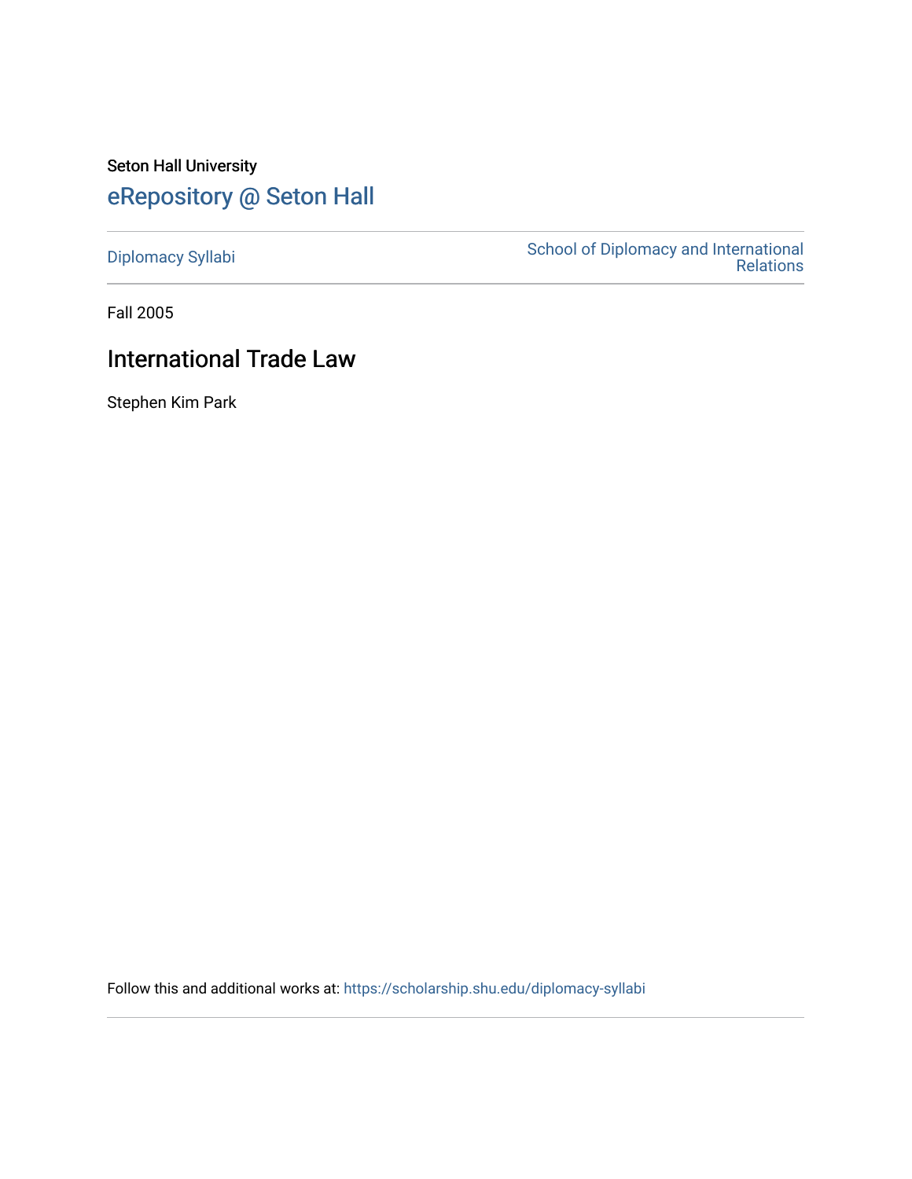Seton Hall University

# eRepository @ Seton Hall

Diplomacy Syllabi

School of Diplomacy and International Relations

Fall 2005

## International Trade Law

Stephen Kim Park

Follow this and additional works at: https://scholarship.shu.edu/diplomacy-syllabi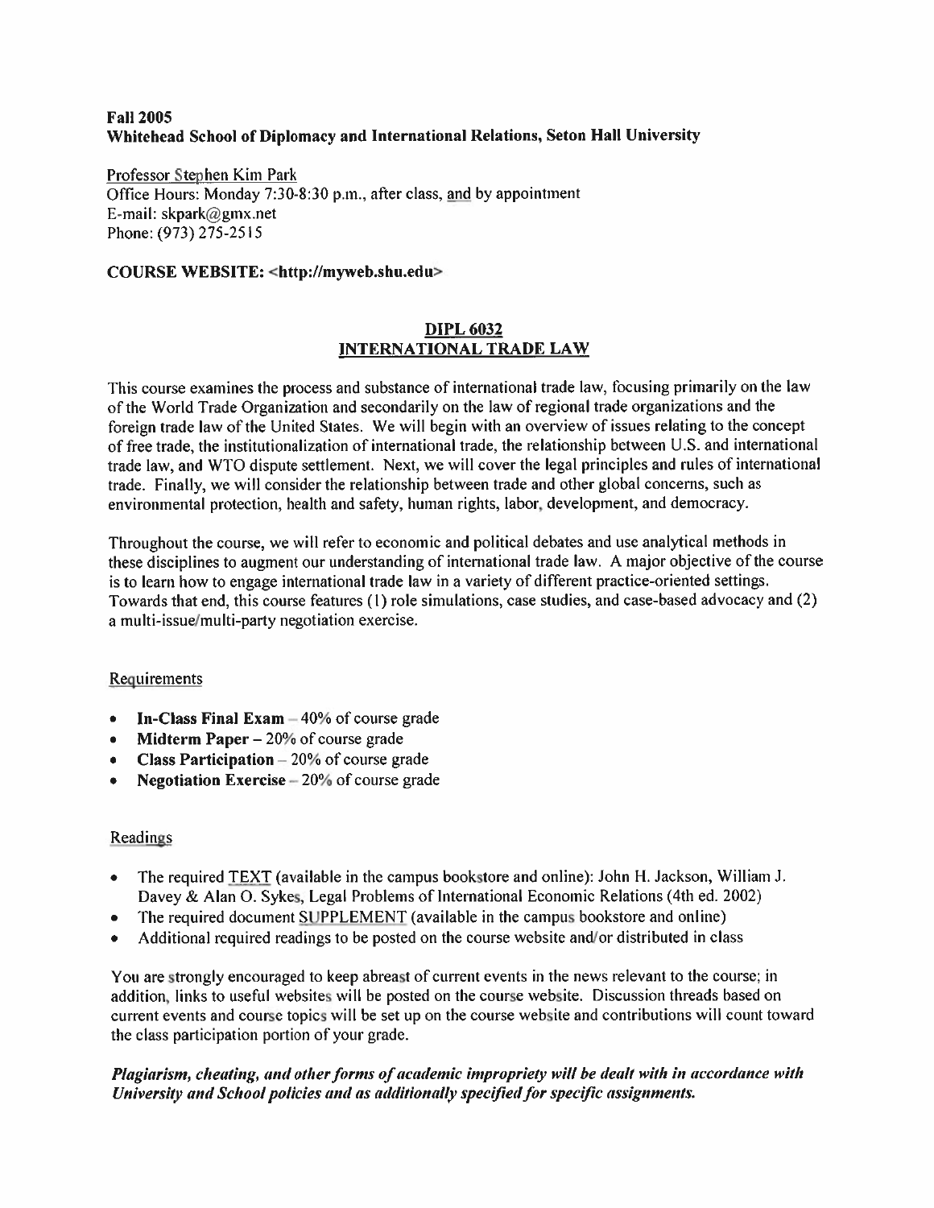**Fall 2005**
**Whitehead School of Diplomacy and International Relations, Seton Hall University**

Professor Stephen Kim Park
Office Hours: Monday 7:30-8:30 p.m., after class, and by appointment
E-mail: skpark@gmx.net
Phone: (973) 275-2515

**COURSE WEBSITE: <http://myweb.shu.edu>**

## DIPL 6032
## INTERNATIONAL TRADE LAW

This course examines the process and substance of international trade law, focusing primarily on the law of the World Trade Organization and secondarily on the law of regional trade organizations and the foreign trade law of the United States. We will begin with an overview of issues relating to the concept of free trade, the institutionalization of international trade, the relationship between U.S. and international trade law, and WTO dispute settlement. Next, we will cover the legal principles and rules of international trade. Finally, we will consider the relationship between trade and other global concerns, such as environmental protection, health and safety, human rights, labor, development, and democracy.

Throughout the course, we will refer to economic and political debates and use analytical methods in these disciplines to augment our understanding of international trade law. A major objective of the course is to learn how to engage international trade law in a variety of different practice-oriented settings. Towards that end, this course features (1) role simulations, case studies, and case-based advocacy and (2) a multi-issue/multi-party negotiation exercise.

Requirements

- **In-Class Final Exam** – 40% of course grade
- **Midterm Paper** – 20% of course grade
- **Class Participation** – 20% of course grade
- **Negotiation Exercise** – 20% of course grade

Readings

- The required TEXT (available in the campus bookstore and online): John H. Jackson, William J. Davey & Alan O. Sykes, Legal Problems of International Economic Relations (4th ed. 2002)
- The required document SUPPLEMENT (available in the campus bookstore and online)
- Additional required readings to be posted on the course website and/or distributed in class

You are strongly encouraged to keep abreast of current events in the news relevant to the course; in addition, links to useful websites will be posted on the course website. Discussion threads based on current events and course topics will be set up on the course website and contributions will count toward the class participation portion of your grade.

***Plagiarism, cheating, and other forms of academic impropriety will be dealt with in accordance with University and School policies and as additionally specified for specific assignments.***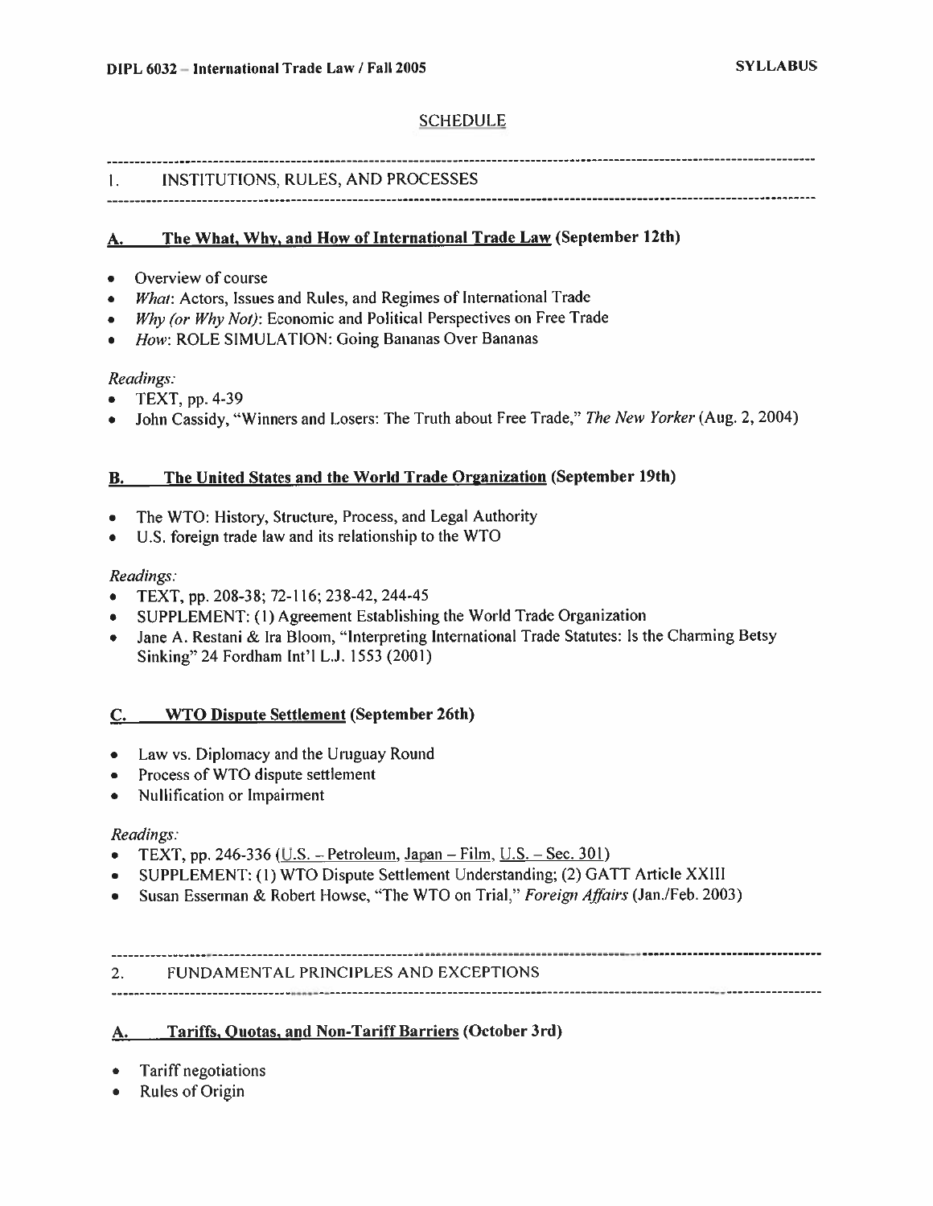# SCHEDULE

## 1. INSTITUTIONS, RULES, AND PROCESSES

### A. The What, Why, and How of International Trade Law (September 12th)

- Overview of course
- *What*: Actors, Issues and Rules, and Regimes of International Trade
- *Why (or Why Not)*: Economic and Political Perspectives on Free Trade
- *How*: ROLE SIMULATION: Going Bananas Over Bananas

*Readings:*

- TEXT, pp. 4-39
- John Cassidy, "Winners and Losers: The Truth about Free Trade," *The New Yorker* (Aug. 2, 2004)

### B. The United States and the World Trade Organization (September 19th)

- The WTO: History, Structure, Process, and Legal Authority
- U.S. foreign trade law and its relationship to the WTO

*Readings:*

- TEXT, pp. 208-38; 72-116; 238-42, 244-45
- SUPPLEMENT: (1) Agreement Establishing the World Trade Organization
- Jane A. Restani & Ira Bloom, "Interpreting International Trade Statutes: Is the Charming Betsy Sinking" 24 Fordham Int'l L.J. 1553 (2001)

### C. WTO Dispute Settlement (September 26th)

- Law vs. Diplomacy and the Uruguay Round
- Process of WTO dispute settlement
- Nullification or Impairment

*Readings:*

- TEXT, pp. 246-336 (U.S. – Petroleum, Japan – Film, U.S. – Sec. 301)
- SUPPLEMENT: (1) WTO Dispute Settlement Understanding; (2) GATT Article XXIII
- Susan Esserman & Robert Howse, "The WTO on Trial," *Foreign Affairs* (Jan./Feb. 2003)

## 2. FUNDAMENTAL PRINCIPLES AND EXCEPTIONS

### A. Tariffs, Quotas, and Non-Tariff Barriers (October 3rd)

- Tariff negotiations
- Rules of Origin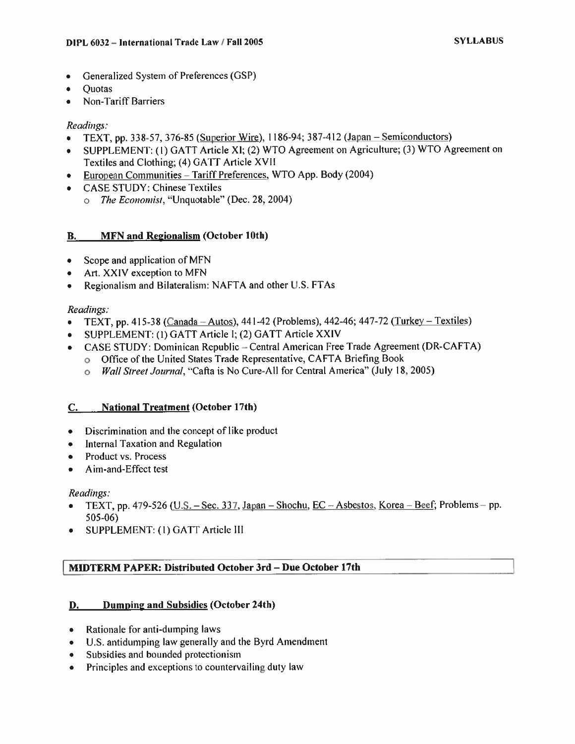- Generalized System of Preferences (GSP)
- Quotas
- Non-Tariff Barriers

*Readings:*

- TEXT, pp. 338-57, 376-85 (Superior Wire), 1186-94; 387-412 (Japan – Semiconductors)
- SUPPLEMENT: (1) GATT Article XI; (2) WTO Agreement on Agriculture; (3) WTO Agreement on Textiles and Clothing; (4) GATT Article XVII
- European Communities – Tariff Preferences, WTO App. Body (2004)
- CASE STUDY: Chinese Textiles
  - *The Economist*, "Unquotable" (Dec. 28, 2004)

## B. MFN and Regionalism (October 10th)

- Scope and application of MFN
- Art. XXIV exception to MFN
- Regionalism and Bilateralism: NAFTA and other U.S. FTAs

*Readings:*

- TEXT, pp. 415-38 (Canada – Autos), 441-42 (Problems), 442-46; 447-72 (Turkey – Textiles)
- SUPPLEMENT: (1) GATT Article I; (2) GATT Article XXIV
- CASE STUDY: Dominican Republic – Central American Free Trade Agreement (DR-CAFTA)
  - Office of the United States Trade Representative, CAFTA Briefing Book
  - *Wall Street Journal*, "Cafta is No Cure-All for Central America" (July 18, 2005)

## C. National Treatment (October 17th)

- Discrimination and the concept of like product
- Internal Taxation and Regulation
- Product vs. Process
- Aim-and-Effect test

*Readings:*

- TEXT, pp. 479-526 (U.S. – Sec. 337, Japan – Shochu, EC – Asbestos, Korea – Beef; Problems – pp. 505-06)
- SUPPLEMENT: (1) GATT Article III

**MIDTERM PAPER: Distributed October 3rd – Due October 17th**

## D. Dumping and Subsidies (October 24th)

- Rationale for anti-dumping laws
- U.S. antidumping law generally and the Byrd Amendment
- Subsidies and bounded protectionism
- Principles and exceptions to countervailing duty law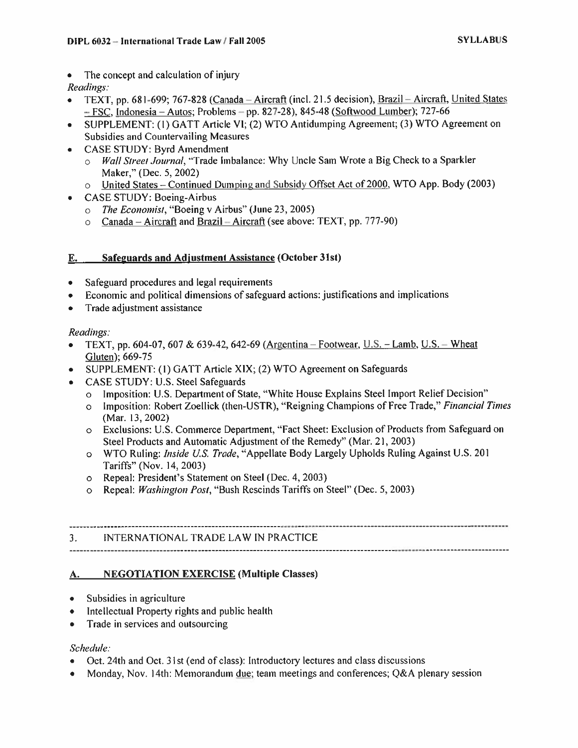- The concept and calculation of injury

*Readings:*

- TEXT, pp. 681-699; 767-828 (Canada – Aircraft (incl. 21.5 decision), Brazil – Aircraft, United States – FSC, Indonesia – Autos; Problems – pp. 827-28), 845-48 (Softwood Lumber); 727-66
- SUPPLEMENT: (1) GATT Article VI; (2) WTO Antidumping Agreement; (3) WTO Agreement on Subsidies and Countervailing Measures
- CASE STUDY: Byrd Amendment
  - *Wall Street Journal*, "Trade Imbalance: Why Uncle Sam Wrote a Big Check to a Sparkler Maker," (Dec. 5, 2002)
  - United States – Continued Dumping and Subsidy Offset Act of 2000, WTO App. Body (2003)
- CASE STUDY: Boeing-Airbus
  - *The Economist*, "Boeing v Airbus" (June 23, 2005)
  - Canada – Aircraft and Brazil – Aircraft (see above: TEXT, pp. 777-90)

## E. Safeguards and Adjustment Assistance (October 31st)

- Safeguard procedures and legal requirements
- Economic and political dimensions of safeguard actions: justifications and implications
- Trade adjustment assistance

*Readings:*

- TEXT, pp. 604-07, 607 & 639-42, 642-69 (Argentina – Footwear, U.S. – Lamb, U.S. – Wheat Gluten); 669-75
- SUPPLEMENT: (1) GATT Article XIX; (2) WTO Agreement on Safeguards
- CASE STUDY: U.S. Steel Safeguards
  - Imposition: U.S. Department of State, "White House Explains Steel Import Relief Decision"
  - Imposition: Robert Zoellick (then-USTR), "Reigning Champions of Free Trade," *Financial Times* (Mar. 13, 2002)
  - Exclusions: U.S. Commerce Department, "Fact Sheet: Exclusion of Products from Safeguard on Steel Products and Automatic Adjustment of the Remedy" (Mar. 21, 2003)
  - WTO Ruling: *Inside U.S. Trade*, "Appellate Body Largely Upholds Ruling Against U.S. 201 Tariffs" (Nov. 14, 2003)
  - Repeal: President's Statement on Steel (Dec. 4, 2003)
  - Repeal: *Washington Post*, "Bush Rescinds Tariffs on Steel" (Dec. 5, 2003)

---

# 3. INTERNATIONAL TRADE LAW IN PRACTICE

---

## A. NEGOTIATION EXERCISE (Multiple Classes)

- Subsidies in agriculture
- Intellectual Property rights and public health
- Trade in services and outsourcing

*Schedule:*

- Oct. 24th and Oct. 31st (end of class): Introductory lectures and class discussions
- Monday, Nov. 14th: Memorandum due; team meetings and conferences; Q&A plenary session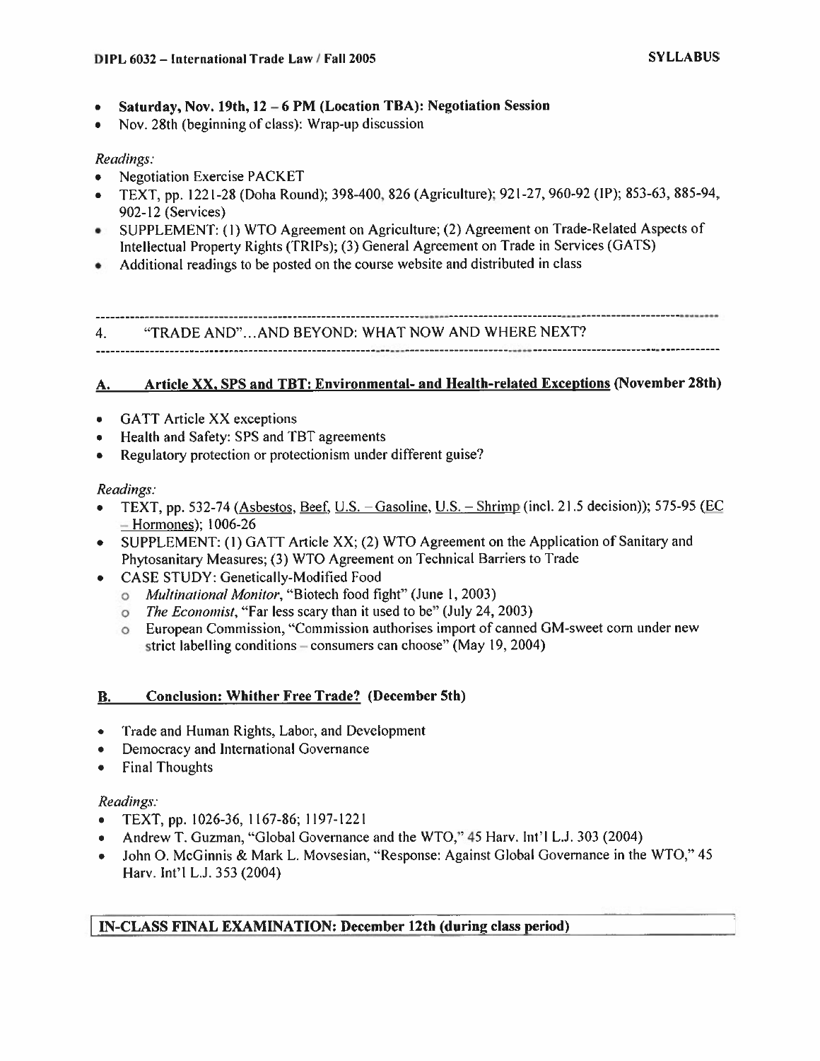- **Saturday, Nov. 19th, 12 – 6 PM (Location TBA): Negotiation Session**
- Nov. 28th (beginning of class): Wrap-up discussion

*Readings:*

- Negotiation Exercise PACKET
- TEXT, pp. 1221-28 (Doha Round); 398-400, 826 (Agriculture); 921-27, 960-92 (IP); 853-63, 885-94, 902-12 (Services)
- SUPPLEMENT: (1) WTO Agreement on Agriculture; (2) Agreement on Trade-Related Aspects of Intellectual Property Rights (TRIPs); (3) General Agreement on Trade in Services (GATS)
- Additional readings to be posted on the course website and distributed in class

---

## 4. "TRADE AND"...AND BEYOND: WHAT NOW AND WHERE NEXT?

---

### A. Article XX, SPS and TBT: Environmental- and Health-related Exceptions (November 28th)

- GATT Article XX exceptions
- Health and Safety: SPS and TBT agreements
- Regulatory protection or protectionism under different guise?

*Readings:*

- TEXT, pp. 532-74 (Asbestos, Beef, U.S. – Gasoline, U.S. – Shrimp (incl. 21.5 decision)); 575-95 (EC – Hormones); 1006-26
- SUPPLEMENT: (1) GATT Article XX; (2) WTO Agreement on the Application of Sanitary and Phytosanitary Measures; (3) WTO Agreement on Technical Barriers to Trade
- CASE STUDY: Genetically-Modified Food
  - *Multinational Monitor*, "Biotech food fight" (June 1, 2003)
  - *The Economist*, "Far less scary than it used to be" (July 24, 2003)
  - European Commission, "Commission authorises import of canned GM-sweet corn under new strict labelling conditions – consumers can choose" (May 19, 2004)

### B. Conclusion: Whither Free Trade? (December 5th)

- Trade and Human Rights, Labor, and Development
- Democracy and International Governance
- Final Thoughts

*Readings:*

- TEXT, pp. 1026-36, 1167-86; 1197-1221
- Andrew T. Guzman, "Global Governance and the WTO," 45 Harv. Int'l L.J. 303 (2004)
- John O. McGinnis & Mark L. Movsesian, "Response: Against Global Governance in the WTO," 45 Harv. Int'l L.J. 353 (2004)

**IN-CLASS FINAL EXAMINATION: December 12th (during class period)**